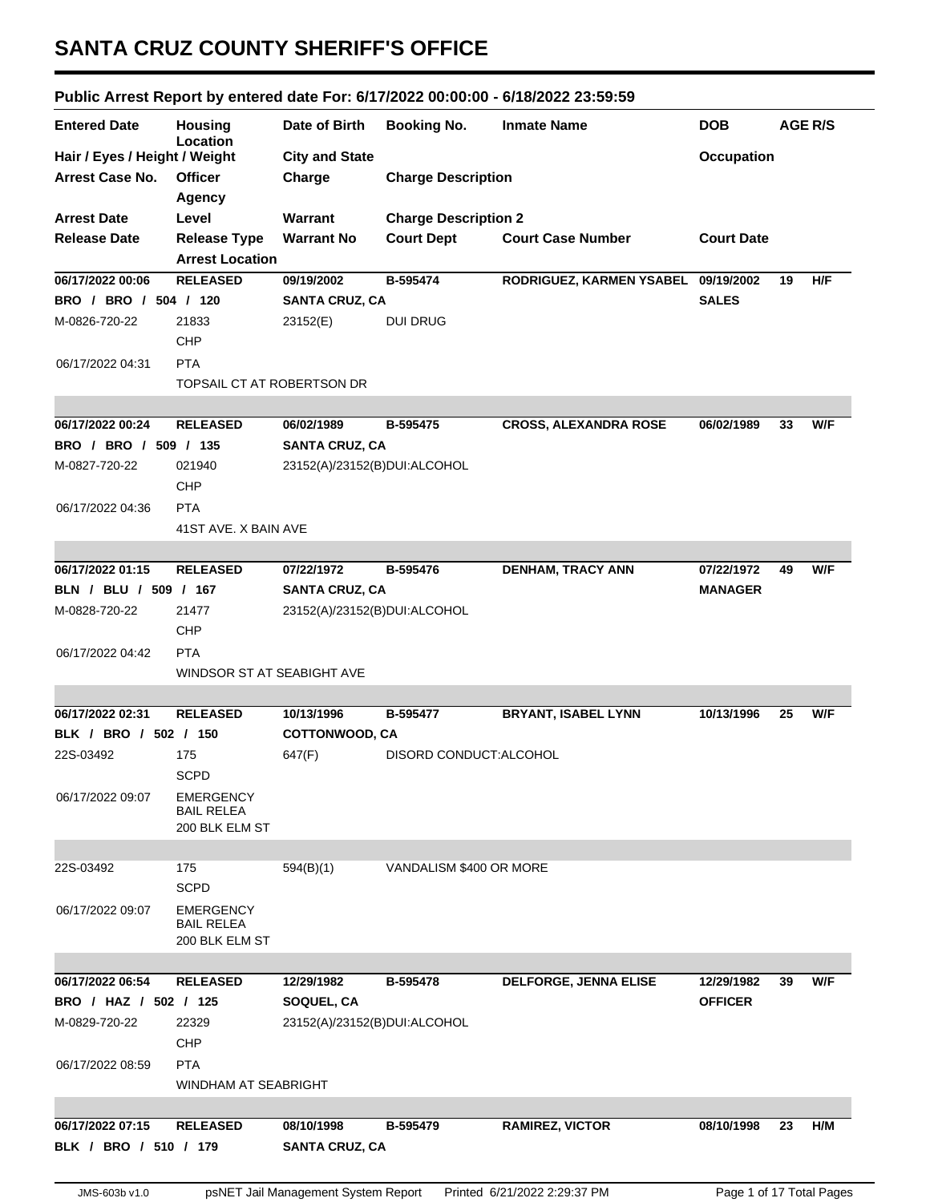# SANTA CRUZ COUNTY SHERIFF'S OFFICE

## Public Arrest Report by entered date For: 6/17/2022 00:00:00 - 6/18/2022 23:59:59

| Entered Date | Housing Location | Date of Birth | Booking No. | Inmate Name | DOB | AGE | R/S |
|---|---|---|---|---|---|---|---|
| Hair / Eyes / Height / Weight | | City and State | | | Occupation | | |
| Arrest Case No. | Officer Agency | Charge | Charge Description | | | | |
| Arrest Date | Level | Warrant | Charge Description 2 | | | | |
| Release Date | Release Type Arrest Location | Warrant No | Court Dept | Court Case Number | Court Date | | |
| **06/17/2022 00:06** | **RELEASED** | **09/19/2002** | **B-595474** | **RODRIGUEZ, KARMEN YSABEL** | **09/19/2002** | **19** | **H/F** |
| **BRO / BRO / 504 / 120** | | **SANTA CRUZ, CA** | | | **SALES** | | |
| M-0826-720-22 | 21833 CHP | 23152(E) | DUI DRUG | | | | |
| 06/17/2022 04:31 | PTA | | | | | | |
| | TOPSAIL CT AT ROBERTSON DR | | | | | | |
| **06/17/2022 00:24** | **RELEASED** | **06/02/1989** | **B-595475** | **CROSS, ALEXANDRA ROSE** | **06/02/1989** | **33** | **W/F** |
| **BRO / BRO / 509 / 135** | | **SANTA CRUZ, CA** | | | | | |
| M-0827-720-22 | 021940 CHP | 23152(A)/23152(B) | DUI:ALCOHOL | | | | |
| 06/17/2022 04:36 | PTA | | | | | | |
| | 41ST AVE. X BAIN AVE | | | | | | |
| **06/17/2022 01:15** | **RELEASED** | **07/22/1972** | **B-595476** | **DENHAM, TRACY ANN** | **07/22/1972** | **49** | **W/F** |
| **BLN / BLU / 509 / 167** | | **SANTA CRUZ, CA** | | | **MANAGER** | | |
| M-0828-720-22 | 21477 CHP | 23152(A)/23152(B) | DUI:ALCOHOL | | | | |
| 06/17/2022 04:42 | PTA | | | | | | |
| | WINDSOR ST AT SEABIGHT AVE | | | | | | |
| **06/17/2022 02:31** | **RELEASED** | **10/13/1996** | **B-595477** | **BRYANT, ISABEL LYNN** | **10/13/1996** | **25** | **W/F** |
| **BLK / BRO / 502 / 150** | | **COTTONWOOD, CA** | | | | | |
| 22S-03492 | 175 SCPD | 647(F) | DISORD CONDUCT:ALCOHOL | | | | |
| 06/17/2022 09:07 | EMERGENCY BAIL RELEA 200 BLK ELM ST | | | | | | |
| 22S-03492 | 175 SCPD | 594(B)(1) | VANDALISM $400 OR MORE | | | | |
| 06/17/2022 09:07 | EMERGENCY BAIL RELEA 200 BLK ELM ST | | | | | | |
| **06/17/2022 06:54** | **RELEASED** | **12/29/1982** | **B-595478** | **DELFORGE, JENNA ELISE** | **12/29/1982** | **39** | **W/F** |
| **BRO / HAZ / 502 / 125** | | **SOQUEL, CA** | | | **OFFICER** | | |
| M-0829-720-22 | 22329 CHP | 23152(A)/23152(B) | DUI:ALCOHOL | | | | |
| 06/17/2022 08:59 | PTA | | | | | | |
| | WINDHAM AT SEABRIGHT | | | | | | |
| **06/17/2022 07:15** | **RELEASED** | **08/10/1998** | **B-595479** | **RAMIREZ, VICTOR** | **08/10/1998** | **23** | **H/M** |
| **BLK / BRO / 510 / 179** | | **SANTA CRUZ, CA** | | | | | |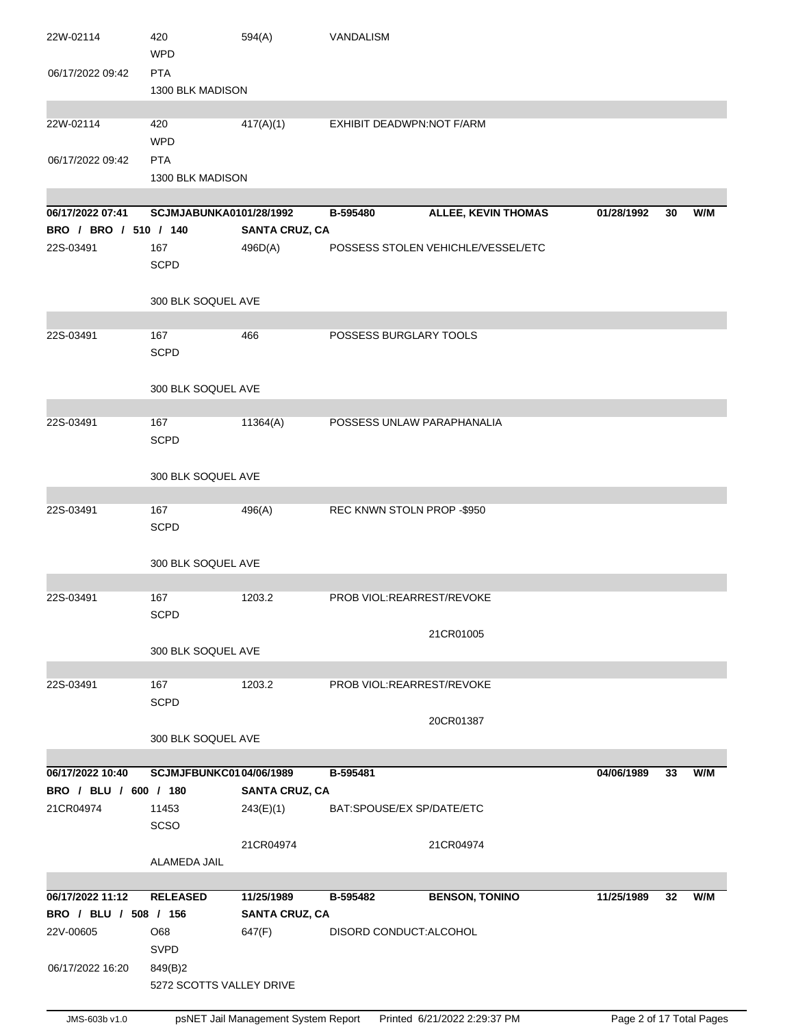| | | | | | | | |
|---|---|---|---|---|---|---|---|
| 22W-02114 | 420<br>WPD | 594(A) | VANDALISM | | | | |
| 06/17/2022 09:42 | PTA<br>1300 BLK MADISON | | | | | | |
| 22W-02114 | 420<br>WPD | 417(A)(1) | EXHIBIT DEADWPN:NOT F/ARM | | | | |
| 06/17/2022 09:42 | PTA<br>1300 BLK MADISON | | | | | | |
| **06/17/2022 07:41** | **SCJMJABUNKA01** | **01/28/1992** | **B-595480** | **ALLEE, KEVIN THOMAS** | **01/28/1992** | **30** | **W/M** |
| **BRO / BRO / 510 / 140** | | **SANTA CRUZ, CA** | | | | | |
| 22S-03491 | 167<br>SCPD | 496D(A) | POSSESS STOLEN VEHICHLE/VESSEL/ETC | | | | |
| | 300 BLK SOQUEL AVE | | | | | | |
| 22S-03491 | 167<br>SCPD | 466 | POSSESS BURGLARY TOOLS | | | | |
| | 300 BLK SOQUEL AVE | | | | | | |
| 22S-03491 | 167<br>SCPD | 11364(A) | POSSESS UNLAW PARAPHANALIA | | | | |
| | 300 BLK SOQUEL AVE | | | | | | |
| 22S-03491 | 167<br>SCPD | 496(A) | REC KNWN STOLN PROP -$950 | | | | |
| | 300 BLK SOQUEL AVE | | | | | | |
| 22S-03491 | 167<br>SCPD | 1203.2 | PROB VIOL:REARREST/REVOKE | 21CR01005 | | | |
| | 300 BLK SOQUEL AVE | | | | | | |
| 22S-03491 | 167<br>SCPD | 1203.2 | PROB VIOL:REARREST/REVOKE | 20CR01387 | | | |
| | 300 BLK SOQUEL AVE | | | | | | |
| **06/17/2022 10:40** | **SCJMJFBUNKC01** | **04/06/1989** | **B-595481** | | **04/06/1989** | **33** | **W/M** |
| **BRO / BLU / 600 / 180** | | **SANTA CRUZ, CA** | | | | | |
| 21CR04974 | 11453<br>SCSO | 243(E)(1) | BAT:SPOUSE/EX SP/DATE/ETC | | | | |
| | ALAMEDA JAIL | 21CR04974 | | 21CR04974 | | | |
| **06/17/2022 11:12** | **RELEASED** | **11/25/1989** | **B-595482** | **BENSON, TONINO** | **11/25/1989** | **32** | **W/M** |
| **BRO / BLU / 508 / 156** | | **SANTA CRUZ, CA** | | | | | |
| 22V-00605 | O68<br>SVPD | 647(F) | DISORD CONDUCT:ALCOHOL | | | | |
| 06/17/2022 16:20 | 849(B)2<br>5272 SCOTTS VALLEY DRIVE | | | | | | |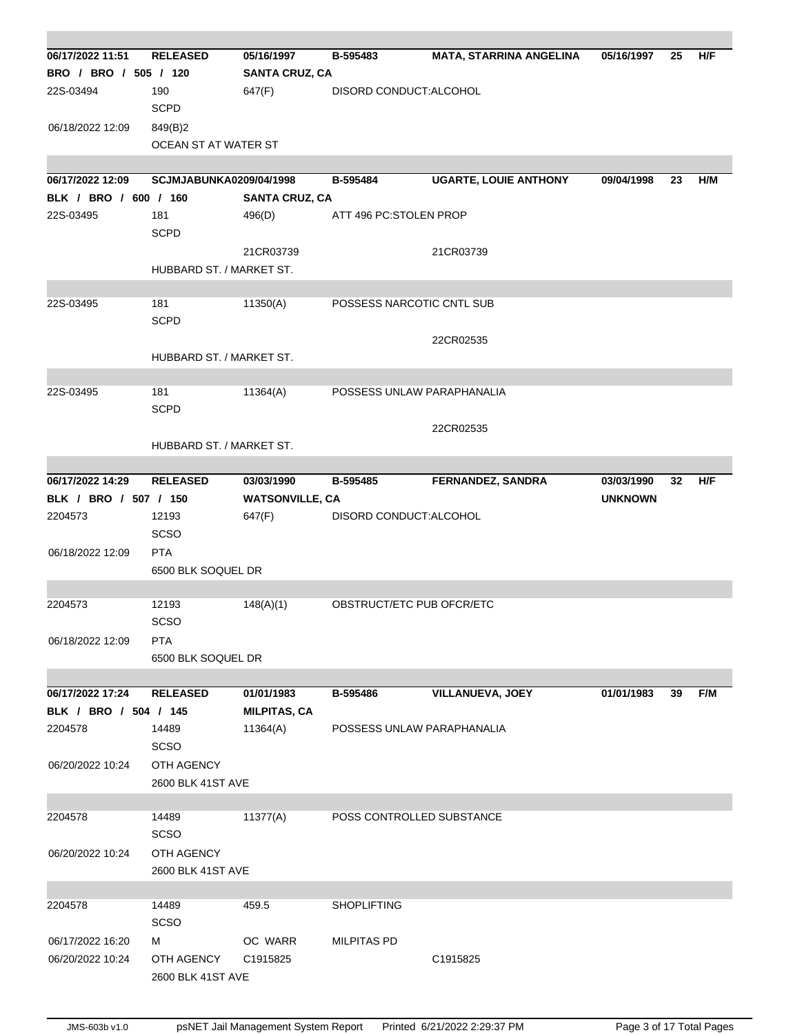| | | | | | | | |
|---|---|---|---|---|---|---|---|
| **06/17/2022 11:51** | **RELEASED** | **05/16/1997** | **B-595483** | **MATA, STARRINA ANGELINA** | **05/16/1997** | **25** | **H/F** |
| **BRO / BRO / 505 / 120** | | **SANTA CRUZ, CA** | | | | | |
| 22S-03494 | 190<br>SCPD | 647(F) | DISORD CONDUCT:ALCOHOL | | | | |
| 06/18/2022 12:09 | 849(B)2<br>OCEAN ST AT WATER ST | | | | | | |
| **06/17/2022 12:09** | **SCJMJABUNKA0209/04/1998** | | **B-595484** | **UGARTE, LOUIE ANTHONY** | **09/04/1998** | **23** | **H/M** |
| **BLK / BRO / 600 / 160** | | **SANTA CRUZ, CA** | | | | | |
| 22S-03495 | 181<br>SCPD | 496(D) | ATT 496 PC:STOLEN PROP | | | | |
| | | 21CR03739 | | 21CR03739 | | | |
| | HUBBARD ST. / MARKET ST. | | | | | | |
| 22S-03495 | 181<br>SCPD | 11350(A) | POSSESS NARCOTIC CNTL SUB | | | | |
| | | | | 22CR02535 | | | |
| | HUBBARD ST. / MARKET ST. | | | | | | |
| 22S-03495 | 181<br>SCPD | 11364(A) | POSSESS UNLAW PARAPHANALIA | | | | |
| | | | | 22CR02535 | | | |
| | HUBBARD ST. / MARKET ST. | | | | | | |
| **06/17/2022 14:29** | **RELEASED** | **03/03/1990** | **B-595485** | **FERNANDEZ, SANDRA** | **03/03/1990** | **32** | **H/F** |
| **BLK / BRO / 507 / 150** | | **WATSONVILLE, CA** | | | **UNKNOWN** | | |
| 2204573 | 12193<br>SCSO | 647(F) | DISORD CONDUCT:ALCOHOL | | | | |
| 06/18/2022 12:09 | PTA<br>6500 BLK SOQUEL DR | | | | | | |
| 2204573 | 12193<br>SCSO | 148(A)(1) | OBSTRUCT/ETC PUB OFCR/ETC | | | | |
| 06/18/2022 12:09 | PTA<br>6500 BLK SOQUEL DR | | | | | | |
| **06/17/2022 17:24** | **RELEASED** | **01/01/1983** | **B-595486** | **VILLANUEVA, JOEY** | **01/01/1983** | **39** | **F/M** |
| **BLK / BRO / 504 / 145** | | **MILPITAS, CA** | | | | | |
| 2204578 | 14489<br>SCSO | 11364(A) | POSSESS UNLAW PARAPHANALIA | | | | |
| 06/20/2022 10:24 | OTH AGENCY<br>2600 BLK 41ST AVE | | | | | | |
| 2204578 | 14489<br>SCSO | 11377(A) | POSS CONTROLLED SUBSTANCE | | | | |
| 06/20/2022 10:24 | OTH AGENCY<br>2600 BLK 41ST AVE | | | | | | |
| 2204578 | 14489<br>SCSO | 459.5 | SHOPLIFTING | | | | |
| 06/17/2022 16:20 | M | OC WARR | MILPITAS PD | | | | |
| 06/20/2022 10:24 | OTH AGENCY<br>2600 BLK 41ST AVE | C1915825 | | C1915825 | | | |

JMS-603b v1.0 psNET Jail Management System Report Printed 6/21/2022 2:29:37 PM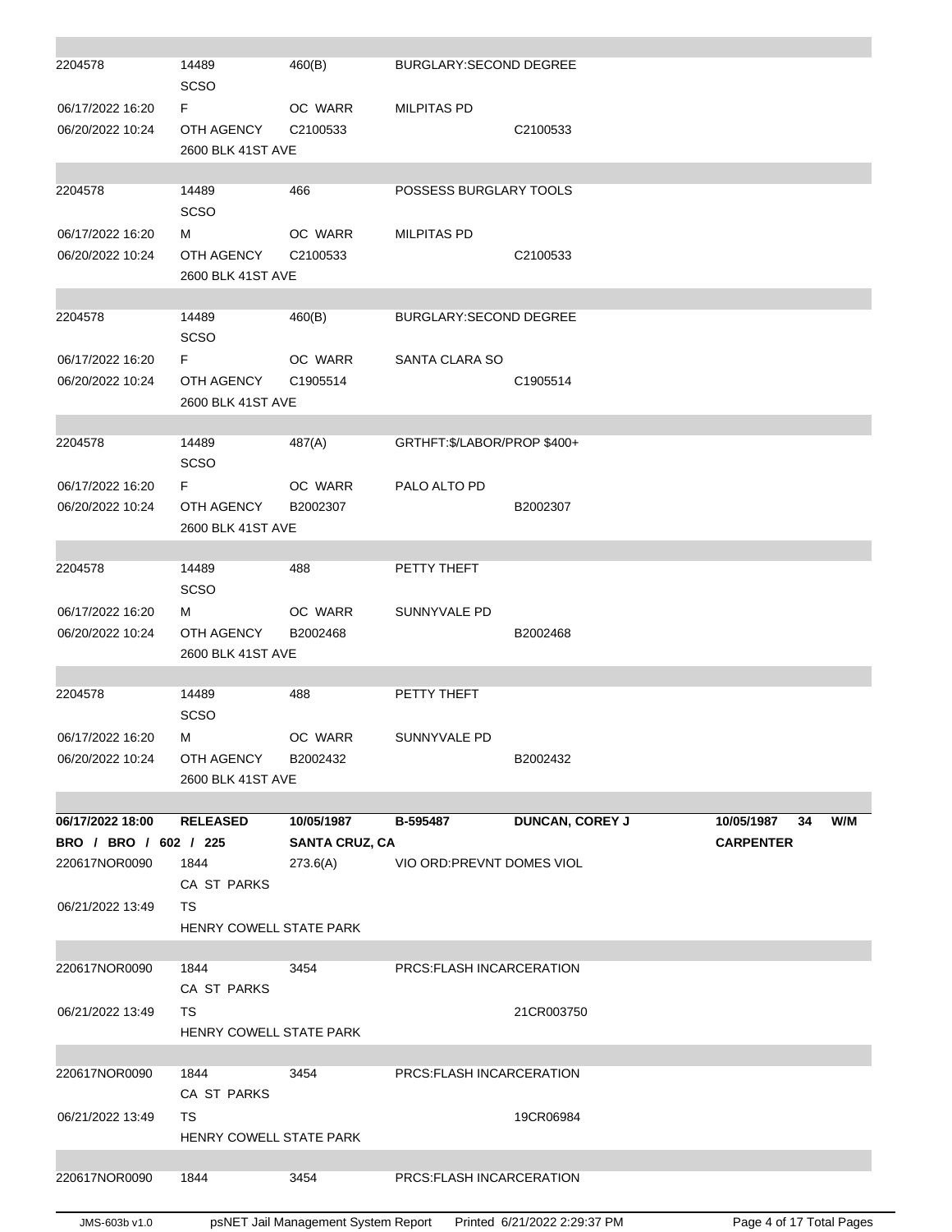| | | | | | | | |
|---|---|---|---|---|---|---|---|
| 2204578 | 14489<br>SCSO | 460(B) | BURGLARY:SECOND DEGREE | | | | |
| 06/17/2022 16:20 | F | OC WARR | MILPITAS PD | | | | |
| 06/20/2022 10:24 | OTH AGENCY | C2100533 | | C2100533 | | | |
| | 2600 BLK 41ST AVE | | | | | | |
| 2204578 | 14489<br>SCSO | 466 | POSSESS BURGLARY TOOLS | | | | |
| 06/17/2022 16:20 | M | OC WARR | MILPITAS PD | | | | |
| 06/20/2022 10:24 | OTH AGENCY | C2100533 | | C2100533 | | | |
| | 2600 BLK 41ST AVE | | | | | | |
| 2204578 | 14489<br>SCSO | 460(B) | BURGLARY:SECOND DEGREE | | | | |
| 06/17/2022 16:20 | F | OC WARR | SANTA CLARA SO | | | | |
| 06/20/2022 10:24 | OTH AGENCY | C1905514 | | C1905514 | | | |
| | 2600 BLK 41ST AVE | | | | | | |
| 2204578 | 14489<br>SCSO | 487(A) | GRTHFT:$/LABOR/PROP $400+ | | | | |
| 06/17/2022 16:20 | F | OC WARR | PALO ALTO PD | | | | |
| 06/20/2022 10:24 | OTH AGENCY | B2002307 | | B2002307 | | | |
| | 2600 BLK 41ST AVE | | | | | | |
| 2204578 | 14489<br>SCSO | 488 | PETTY THEFT | | | | |
| 06/17/2022 16:20 | M | OC WARR | SUNNYVALE PD | | | | |
| 06/20/2022 10:24 | OTH AGENCY | B2002468 | | B2002468 | | | |
| | 2600 BLK 41ST AVE | | | | | | |
| 2204578 | 14489<br>SCSO | 488 | PETTY THEFT | | | | |
| 06/17/2022 16:20 | M | OC WARR | SUNNYVALE PD | | | | |
| 06/20/2022 10:24 | OTH AGENCY | B2002432 | | B2002432 | | | |
| | 2600 BLK 41ST AVE | | | | | | |
| **06/17/2022 18:00** | **RELEASED** | **10/05/1987** | **B-595487** | **DUNCAN, COREY J** | **10/05/1987** | **34** | **W/M** |
| **BRO / BRO / 602 / 225** | | **SANTA CRUZ, CA** | | | **CARPENTER** | | |
| 220617NOR0090 | 1844<br>CA ST PARKS | 273.6(A) | VIO ORD:PREVNT DOMES VIOL | | | | |
| 06/21/2022 13:49 | TS | | | | | | |
| | HENRY COWELL STATE PARK | | | | | | |
| 220617NOR0090 | 1844<br>CA ST PARKS | 3454 | PRCS:FLASH INCARCERATION | | | | |
| 06/21/2022 13:49 | TS | | | 21CR003750 | | | |
| | HENRY COWELL STATE PARK | | | | | | |
| 220617NOR0090 | 1844<br>CA ST PARKS | 3454 | PRCS:FLASH INCARCERATION | | | | |
| 06/21/2022 13:49 | TS | | | 19CR06984 | | | |
| | HENRY COWELL STATE PARK | | | | | | |
| 220617NOR0090 | 1844 | 3454 | PRCS:FLASH INCARCERATION | | | | |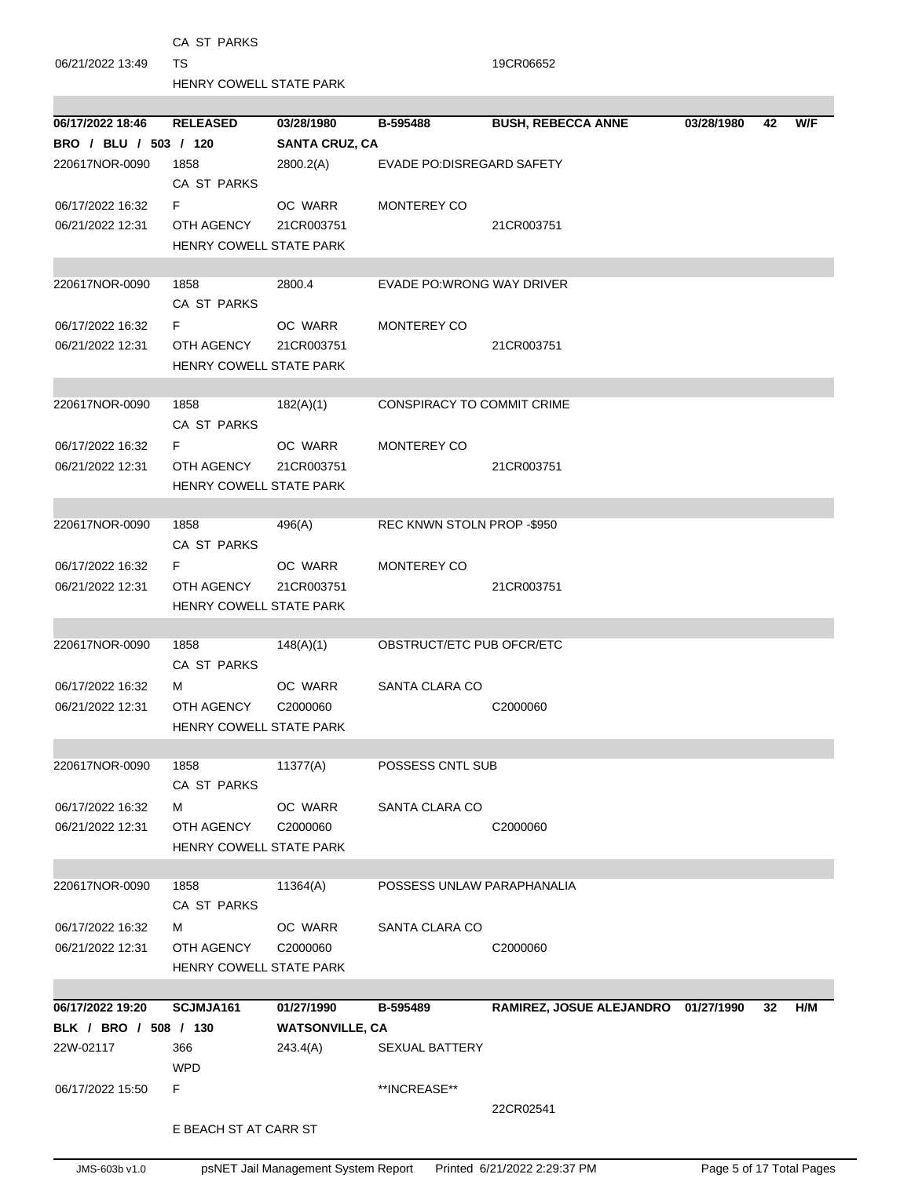| | | | | | | | |
|---|---|---|---|---|---|---|---|
| | CA ST PARKS | | | | | | |
| 06/21/2022 13:49 | TS | | | 19CR06652 | | | |
| | HENRY COWELL STATE PARK | | | | | | |

| | | | | | | | |
|---|---|---|---|---|---|---|---|
| **06/17/2022 18:46** | **RELEASED** | **03/28/1980** | **B-595488** | **BUSH, REBECCA ANNE** | **03/28/1980** | **42** | **W/F** |
| **BRO / BLU / 503 / 120** | | **SANTA CRUZ, CA** | | | | | |
| 220617NOR-0090 | 1858 | 2800.2(A) | EVADE PO:DISREGARD SAFETY | | | | |
| | CA ST PARKS | | | | | | |
| 06/17/2022 16:32 | F | OC WARR | MONTEREY CO | | | | |
| 06/21/2022 12:31 | OTH AGENCY | 21CR003751 | | 21CR003751 | | | |
| | HENRY COWELL STATE PARK | | | | | | |
| 220617NOR-0090 | 1858 | 2800.4 | EVADE PO:WRONG WAY DRIVER | | | | |
| | CA ST PARKS | | | | | | |
| 06/17/2022 16:32 | F | OC WARR | MONTEREY CO | | | | |
| 06/21/2022 12:31 | OTH AGENCY | 21CR003751 | | 21CR003751 | | | |
| | HENRY COWELL STATE PARK | | | | | | |
| 220617NOR-0090 | 1858 | 182(A)(1) | CONSPIRACY TO COMMIT CRIME | | | | |
| | CA ST PARKS | | | | | | |
| 06/17/2022 16:32 | F | OC WARR | MONTEREY CO | | | | |
| 06/21/2022 12:31 | OTH AGENCY | 21CR003751 | | 21CR003751 | | | |
| | HENRY COWELL STATE PARK | | | | | | |
| 220617NOR-0090 | 1858 | 496(A) | REC KNWN STOLN PROP -$950 | | | | |
| | CA ST PARKS | | | | | | |
| 06/17/2022 16:32 | F | OC WARR | MONTEREY CO | | | | |
| 06/21/2022 12:31 | OTH AGENCY | 21CR003751 | | 21CR003751 | | | |
| | HENRY COWELL STATE PARK | | | | | | |
| 220617NOR-0090 | 1858 | 148(A)(1) | OBSTRUCT/ETC PUB OFCR/ETC | | | | |
| | CA ST PARKS | | | | | | |
| 06/17/2022 16:32 | M | OC WARR | SANTA CLARA CO | | | | |
| 06/21/2022 12:31 | OTH AGENCY | C2000060 | | C2000060 | | | |
| | HENRY COWELL STATE PARK | | | | | | |
| 220617NOR-0090 | 1858 | 11377(A) | POSSESS CNTL SUB | | | | |
| | CA ST PARKS | | | | | | |
| 06/17/2022 16:32 | M | OC WARR | SANTA CLARA CO | | | | |
| 06/21/2022 12:31 | OTH AGENCY | C2000060 | | C2000060 | | | |
| | HENRY COWELL STATE PARK | | | | | | |
| 220617NOR-0090 | 1858 | 11364(A) | POSSESS UNLAW PARAPHANALIA | | | | |
| | CA ST PARKS | | | | | | |
| 06/17/2022 16:32 | M | OC WARR | SANTA CLARA CO | | | | |
| 06/21/2022 12:31 | OTH AGENCY | C2000060 | | C2000060 | | | |
| | HENRY COWELL STATE PARK | | | | | | |

| | | | | | | | |
|---|---|---|---|---|---|---|---|
| **06/17/2022 19:20** | **SCJMJA161** | **01/27/1990** | **B-595489** | **RAMIREZ, JOSUE ALEJANDRO** | **01/27/1990** | **32** | **H/M** |
| **BLK / BRO / 508 / 130** | | **WATSONVILLE, CA** | | | | | |
| 22W-02117 | 366 | 243.4(A) | SEXUAL BATTERY | | | | |
| | WPD | | | | | | |
| 06/17/2022 15:50 | F | | **INCREASE** | | | | |
| | | | | 22CR02541 | | | |
| | E BEACH ST AT CARR ST | | | | | | |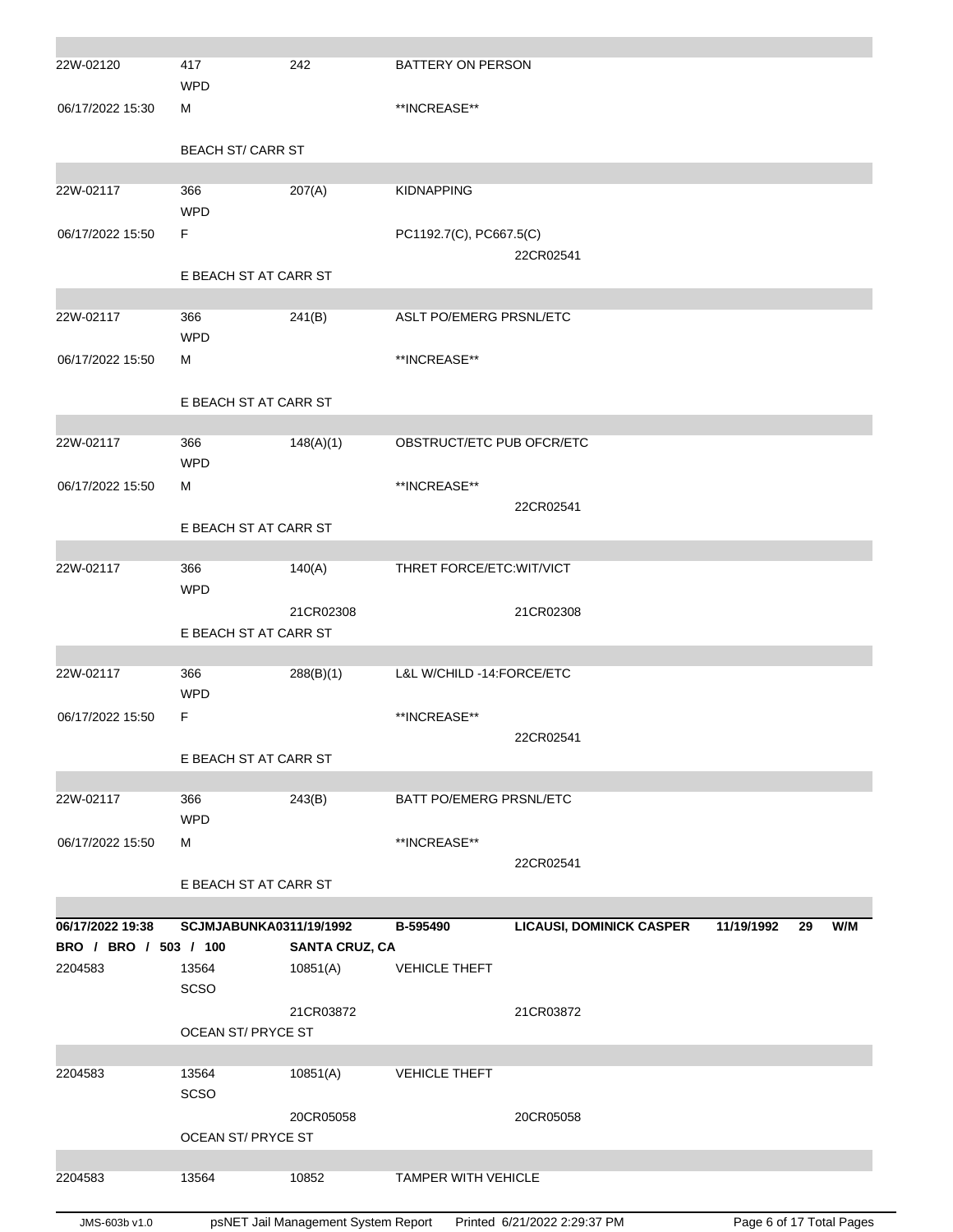| | | | | |
|---|---|---|---|---|
| 22W-02120 | 417<br>WPD | 242 | BATTERY ON PERSON | |
| 06/17/2022 15:30 | M | | **INCREASE** | |
| | BEACH ST/ CARR ST | | | |
| 22W-02117 | 366<br>WPD | 207(A) | KIDNAPPING | |
| 06/17/2022 15:50 | F | | PC1192.7(C), PC667.5(C) | 22CR02541 |
| | E BEACH ST AT CARR ST | | | |
| 22W-02117 | 366<br>WPD | 241(B) | ASLT PO/EMERG PRSNL/ETC | |
| 06/17/2022 15:50 | M | | **INCREASE** | |
| | E BEACH ST AT CARR ST | | | |
| 22W-02117 | 366<br>WPD | 148(A)(1) | OBSTRUCT/ETC PUB OFCR/ETC | |
| 06/17/2022 15:50 | M | | **INCREASE** | 22CR02541 |
| | E BEACH ST AT CARR ST | | | |
| 22W-02117 | 366<br>WPD | 140(A) | THRET FORCE/ETC:WIT/VICT | |
| | | 21CR02308 | | 21CR02308 |
| | E BEACH ST AT CARR ST | | | |
| 22W-02117 | 366<br>WPD | 288(B)(1) | L&L W/CHILD -14:FORCE/ETC | |
| 06/17/2022 15:50 | F | | **INCREASE** | 22CR02541 |
| | E BEACH ST AT CARR ST | | | |
| 22W-02117 | 366<br>WPD | 243(B) | BATT PO/EMERG PRSNL/ETC | |
| 06/17/2022 15:50 | M | | **INCREASE** | 22CR02541 |
| | E BEACH ST AT CARR ST | | | |

| | | | | | | | |
|---|---|---|---|---|---|---|---|
| **06/17/2022 19:38** | **SCJMJABUNKA0311/19/1992** | | **B-595490** | **LICAUSI, DOMINICK CASPER** | **11/19/1992** | **29** | **W/M** |
| **BRO / BRO / 503 / 100** | | **SANTA CRUZ, CA** | | | | | |

| | | | | |
|---|---|---|---|---|
| 2204583 | 13564<br>SCSO | 10851(A) | VEHICLE THEFT | |
| | | 21CR03872 | | 21CR03872 |
| | OCEAN ST/ PRYCE ST | | | |
| 2204583 | 13564<br>SCSO | 10851(A) | VEHICLE THEFT | |
| | | 20CR05058 | | 20CR05058 |
| | OCEAN ST/ PRYCE ST | | | |
| 2204583 | 13564 | 10852 | TAMPER WITH VEHICLE | |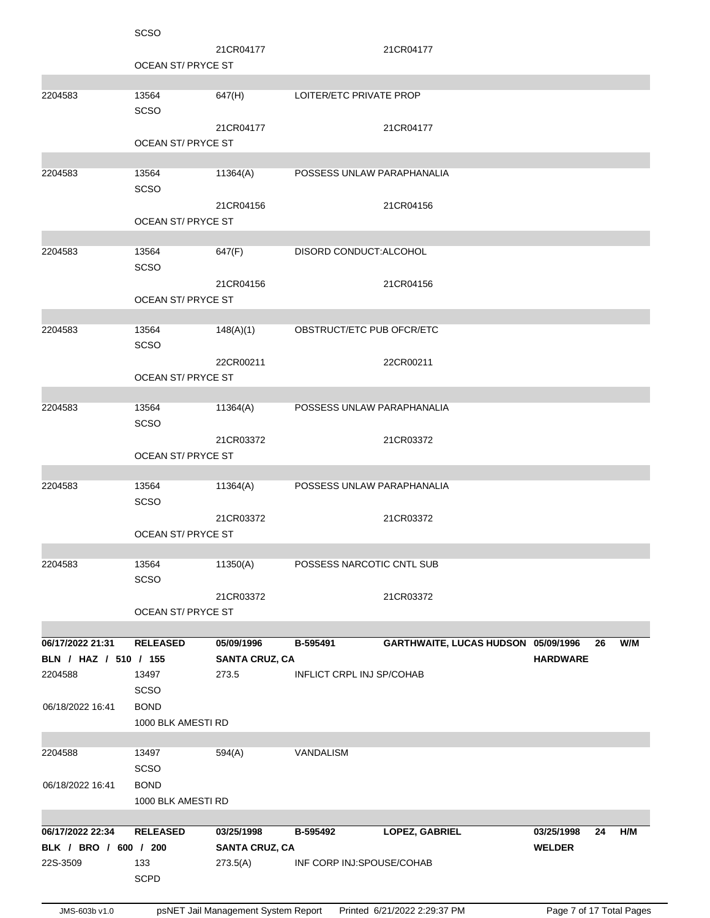| | | | | | | | |
|---|---|---|---|---|---|---|---|
| | SCSO | | | | | | |
| | | 21CR04177 | | 21CR04177 | | | |
| | OCEAN ST/ PRYCE ST | | | | | | |
| 2204583 | 13564 | 647(H) | LOITER/ETC PRIVATE PROP | | | | |
| | SCSO | | | | | | |
| | | 21CR04177 | | 21CR04177 | | | |
| | OCEAN ST/ PRYCE ST | | | | | | |
| 2204583 | 13564 | 11364(A) | POSSESS UNLAW PARAPHANALIA | | | | |
| | SCSO | | | | | | |
| | | 21CR04156 | | 21CR04156 | | | |
| | OCEAN ST/ PRYCE ST | | | | | | |
| 2204583 | 13564 | 647(F) | DISORD CONDUCT:ALCOHOL | | | | |
| | SCSO | | | | | | |
| | | 21CR04156 | | 21CR04156 | | | |
| | OCEAN ST/ PRYCE ST | | | | | | |
| 2204583 | 13564 | 148(A)(1) | OBSTRUCT/ETC PUB OFCR/ETC | | | | |
| | SCSO | | | | | | |
| | | 22CR00211 | | 22CR00211 | | | |
| | OCEAN ST/ PRYCE ST | | | | | | |
| 2204583 | 13564 | 11364(A) | POSSESS UNLAW PARAPHANALIA | | | | |
| | SCSO | | | | | | |
| | | 21CR03372 | | 21CR03372 | | | |
| | OCEAN ST/ PRYCE ST | | | | | | |
| 2204583 | 13564 | 11364(A) | POSSESS UNLAW PARAPHANALIA | | | | |
| | SCSO | | | | | | |
| | | 21CR03372 | | 21CR03372 | | | |
| | OCEAN ST/ PRYCE ST | | | | | | |
| 2204583 | 13564 | 11350(A) | POSSESS NARCOTIC CNTL SUB | | | | |
| | SCSO | | | | | | |
| | | 21CR03372 | | 21CR03372 | | | |
| | OCEAN ST/ PRYCE ST | | | | | | |
| **06/17/2022 21:31** | **RELEASED** | **05/09/1996** | **B-595491** | **GARTHWAITE, LUCAS HUDSON** | **05/09/1996** | **26** | **W/M** |
| **BLN / HAZ / 510 / 155** | | **SANTA CRUZ, CA** | | | **HARDWARE** | | |
| 2204588 | 13497 | 273.5 | INFLICT CRPL INJ SP/COHAB | | | | |
| | SCSO | | | | | | |
| 06/18/2022 16:41 | BOND | | | | | | |
| | 1000 BLK AMESTI RD | | | | | | |
| 2204588 | 13497 | 594(A) | VANDALISM | | | | |
| | SCSO | | | | | | |
| 06/18/2022 16:41 | BOND | | | | | | |
| | 1000 BLK AMESTI RD | | | | | | |
| **06/17/2022 22:34** | **RELEASED** | **03/25/1998** | **B-595492** | **LOPEZ, GABRIEL** | **03/25/1998** | **24** | **H/M** |
| **BLK / BRO / 600 / 200** | | **SANTA CRUZ, CA** | | | **WELDER** | | |
| 22S-3509 | 133 | 273.5(A) | INF CORP INJ:SPOUSE/COHAB | | | | |
| | SCPD | | | | | | |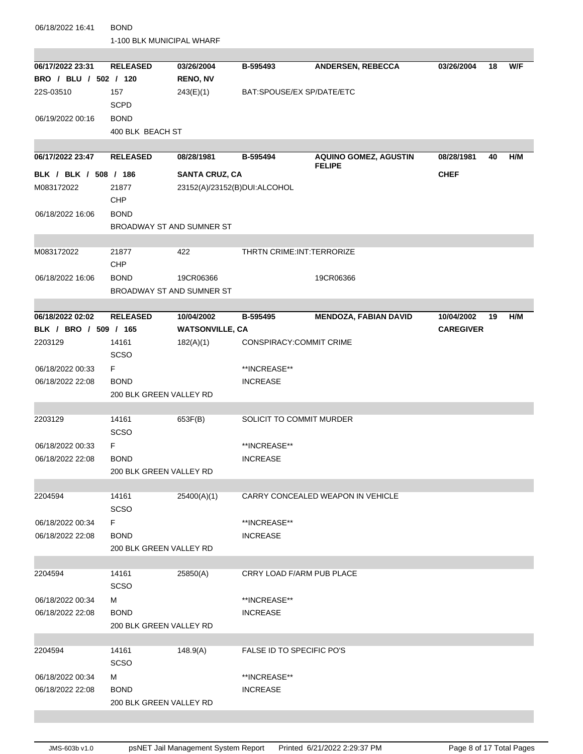| | | | | | | | |
|---|---|---|---|---|---|---|---|
| 06/18/2022 16:41 | BOND | | | | | | |
| | 1-100 BLK MUNICIPAL WHARF | | | | | | |

| | | | | | | | |
|---|---|---|---|---|---|---|---|
| **06/17/2022 23:31** | **RELEASED** | **03/26/2004** | **B-595493** | **ANDERSEN, REBECCA** | **03/26/2004** | **18** | **W/F** |
| **BRO / BLU / 502 / 120** | | **RENO, NV** | | | | | |
| 22S-03510 | 157 | 243(E)(1) | BAT:SPOUSE/EX SP/DATE/ETC | | | | |
| | SCPD | | | | | | |
| 06/19/2022 00:16 | BOND | | | | | | |
| | 400 BLK BEACH ST | | | | | | |

| | | | | | | | |
|---|---|---|---|---|---|---|---|
| **06/17/2022 23:47** | **RELEASED** | **08/28/1981** | **B-595494** | **AQUINO GOMEZ, AGUSTIN FELIPE** | **08/28/1981** | **40** | **H/M** |
| **BLK / BLK / 508 / 186** | | **SANTA CRUZ, CA** | | | **CHEF** | | |
| M083172022 | 21877 | 23152(A)/23152(B)DUI:ALCOHOL | | | | | |
| | CHP | | | | | | |
| 06/18/2022 16:06 | BOND | | | | | | |
| | BROADWAY ST AND SUMNER ST | | | | | | |
| M083172022 | 21877 | 422 | THRTN CRIME:INT:TERRORIZE | | | | |
| | CHP | | | | | | |
| 06/18/2022 16:06 | BOND | 19CR06366 | | 19CR06366 | | | |
| | BROADWAY ST AND SUMNER ST | | | | | | |

| | | | | | | | |
|---|---|---|---|---|---|---|---|
| **06/18/2022 02:02** | **RELEASED** | **10/04/2002** | **B-595495** | **MENDOZA, FABIAN DAVID** | **10/04/2002** | **19** | **H/M** |
| **BLK / BRO / 509 / 165** | | **WATSONVILLE, CA** | | | **CAREGIVER** | | |
| 2203129 | 14161 | 182(A)(1) | CONSPIRACY:COMMIT CRIME | | | | |
| | SCSO | | | | | | |
| 06/18/2022 00:33 | F | | **INCREASE** | | | | |
| 06/18/2022 22:08 | BOND | | INCREASE | | | | |
| | 200 BLK GREEN VALLEY RD | | | | | | |
| 2203129 | 14161 | 653F(B) | SOLICIT TO COMMIT MURDER | | | | |
| | SCSO | | | | | | |
| 06/18/2022 00:33 | F | | **INCREASE** | | | | |
| 06/18/2022 22:08 | BOND | | INCREASE | | | | |
| | 200 BLK GREEN VALLEY RD | | | | | | |
| 2204594 | 14161 | 25400(A)(1) | CARRY CONCEALED WEAPON IN VEHICLE | | | | |
| | SCSO | | | | | | |
| 06/18/2022 00:34 | F | | **INCREASE** | | | | |
| 06/18/2022 22:08 | BOND | | INCREASE | | | | |
| | 200 BLK GREEN VALLEY RD | | | | | | |
| 2204594 | 14161 | 25850(A) | CRRY LOAD F/ARM PUB PLACE | | | | |
| | SCSO | | | | | | |
| 06/18/2022 00:34 | M | | **INCREASE** | | | | |
| 06/18/2022 22:08 | BOND | | INCREASE | | | | |
| | 200 BLK GREEN VALLEY RD | | | | | | |
| 2204594 | 14161 | 148.9(A) | FALSE ID TO SPECIFIC PO'S | | | | |
| | SCSO | | | | | | |
| 06/18/2022 00:34 | M | | **INCREASE** | | | | |
| 06/18/2022 22:08 | BOND | | INCREASE | | | | |
| | 200 BLK GREEN VALLEY RD | | | | | | |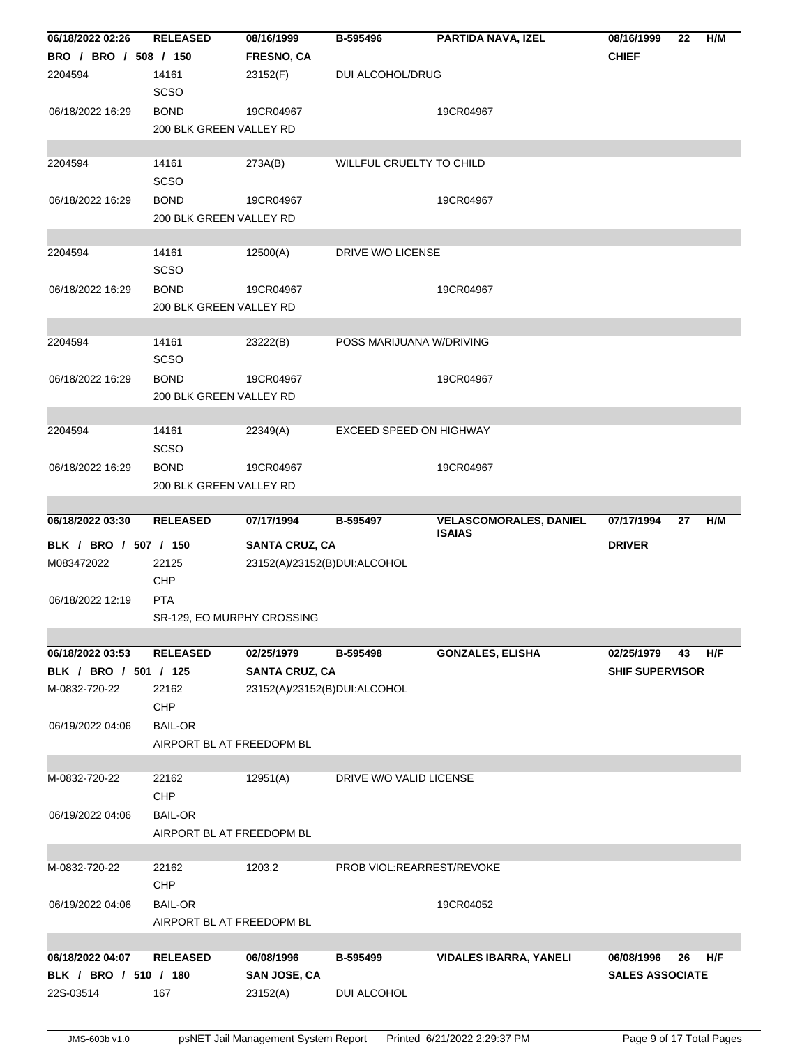| | | | | | | | |
|---|---|---|---|---|---|---|---|
| **06/18/2022 02:26** | **RELEASED** | **08/16/1999** | **B-595496** | **PARTIDA NAVA, IZEL** | **08/16/1999** | **22** | **H/M** |
| **BRO / BRO / 508 / 150** | | **FRESNO, CA** | | | **CHIEF** | | |
| 2204594 | 14161 SCSO | 23152(F) | DUI ALCOHOL/DRUG | | | | |
| 06/18/2022 16:29 | BOND 200 BLK GREEN VALLEY RD | 19CR04967 | | 19CR04967 | | | |
| 2204594 | 14161 SCSO | 273A(B) | WILLFUL CRUELTY TO CHILD | | | | |
| 06/18/2022 16:29 | BOND 200 BLK GREEN VALLEY RD | 19CR04967 | | 19CR04967 | | | |
| 2204594 | 14161 SCSO | 12500(A) | DRIVE W/O LICENSE | | | | |
| 06/18/2022 16:29 | BOND 200 BLK GREEN VALLEY RD | 19CR04967 | | 19CR04967 | | | |
| 2204594 | 14161 SCSO | 23222(B) | POSS MARIJUANA W/DRIVING | | | | |
| 06/18/2022 16:29 | BOND 200 BLK GREEN VALLEY RD | 19CR04967 | | 19CR04967 | | | |
| 2204594 | 14161 SCSO | 22349(A) | EXCEED SPEED ON HIGHWAY | | | | |
| 06/18/2022 16:29 | BOND 200 BLK GREEN VALLEY RD | 19CR04967 | | 19CR04967 | | | |
| **06/18/2022 03:30** | **RELEASED** | **07/17/1994** | **B-595497** | **VELASCOMORALES, DANIEL ISAIAS** | **07/17/1994** | **27** | **H/M** |
| **BLK / BRO / 507 / 150** | | **SANTA CRUZ, CA** | | | **DRIVER** | | |
| M083472022 | 22125 CHP | 23152(A)/23152(B)DUI:ALCOHOL | | | | | |
| 06/18/2022 12:19 | PTA SR-129, EO MURPHY CROSSING | | | | | | |
| **06/18/2022 03:53** | **RELEASED** | **02/25/1979** | **B-595498** | **GONZALES, ELISHA** | **02/25/1979** | **43** | **H/F** |
| **BLK / BRO / 501 / 125** | | **SANTA CRUZ, CA** | | | **SHIF SUPERVISOR** | | |
| M-0832-720-22 | 22162 CHP | 23152(A)/23152(B)DUI:ALCOHOL | | | | | |
| 06/19/2022 04:06 | BAIL-OR AIRPORT BL AT FREEDOPM BL | | | | | | |
| M-0832-720-22 | 22162 CHP | 12951(A) | DRIVE W/O VALID LICENSE | | | | |
| 06/19/2022 04:06 | BAIL-OR AIRPORT BL AT FREEDOPM BL | | | | | | |
| M-0832-720-22 | 22162 CHP | 1203.2 | PROB VIOL:REARREST/REVOKE | | | | |
| 06/19/2022 04:06 | BAIL-OR AIRPORT BL AT FREEDOPM BL | | | 19CR04052 | | | |
| **06/18/2022 04:07** | **RELEASED** | **06/08/1996** | **B-595499** | **VIDALES IBARRA, YANELI** | **06/08/1996** | **26** | **H/F** |
| **BLK / BRO / 510 / 180** | | **SAN JOSE, CA** | | | **SALES ASSOCIATE** | | |
| 22S-03514 | 167 | 23152(A) | DUI ALCOHOL | | | | |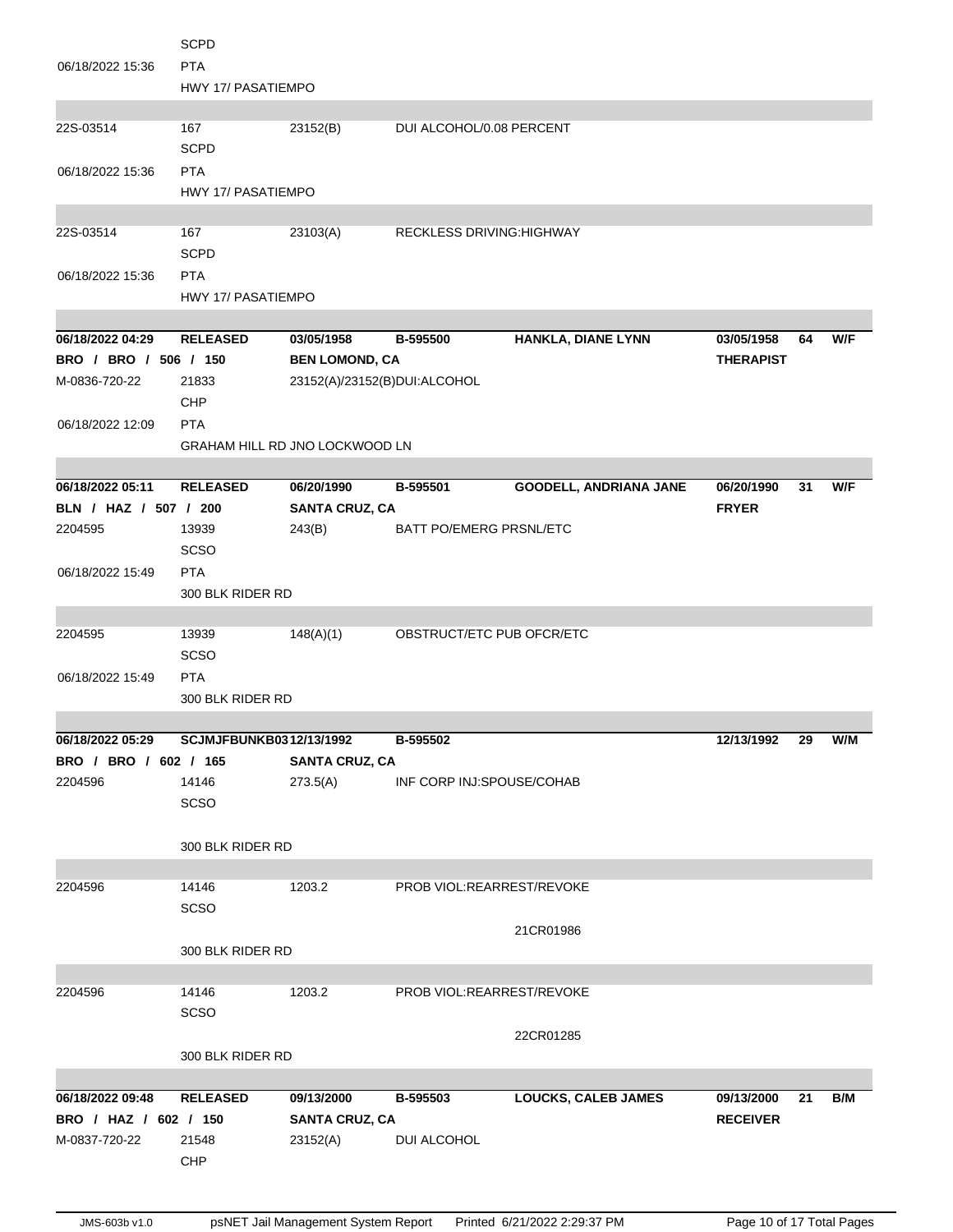| | | | | | | | |
|---|---|---|---|---|---|---|---|
| | SCPD | | | | | | |
| 06/18/2022 15:36 | PTA | | | | | | |
| | HWY 17/ PASATIEMPO | | | | | | |

| | | | |
|---|---|---|---|
| 22S-03514 | 167 | 23152(B) | DUI ALCOHOL/0.08 PERCENT |
| | SCPD | | |
| 06/18/2022 15:36 | PTA | | |
| | HWY 17/ PASATIEMPO | | |

| | | | |
|---|---|---|---|
| 22S-03514 | 167 | 23103(A) | RECKLESS DRIVING:HIGHWAY |
| | SCPD | | |
| 06/18/2022 15:36 | PTA | | |
| | HWY 17/ PASATIEMPO | | |

| **06/18/2022 04:29** | **RELEASED** | **03/05/1958** | **B-595500** | **HANKLA, DIANE LYNN** | **03/05/1958** | **64** | **W/F** |
|---|---|---|---|---|---|---|---|
| **BRO / BRO / 506 / 150** | | **BEN LOMOND, CA** | | | **THERAPIST** | | |
| M-0836-720-22 | 21833 | 23152(A)/23152(B)DUI:ALCOHOL | | | | | |
| | CHP | | | | | | |
| 06/18/2022 12:09 | PTA | | | | | | |
| | GRAHAM HILL RD JNO LOCKWOOD LN | | | | | | |

| **06/18/2022 05:11** | **RELEASED** | **06/20/1990** | **B-595501** | **GOODELL, ANDRIANA JANE** | **06/20/1990** | **31** | **W/F** |
|---|---|---|---|---|---|---|---|
| **BLN / HAZ / 507 / 200** | | **SANTA CRUZ, CA** | | | **FRYER** | | |
| 2204595 | 13939 | 243(B) | BATT PO/EMERG PRSNL/ETC | | | | |
| | SCSO | | | | | | |
| 06/18/2022 15:49 | PTA | | | | | | |
| | 300 BLK RIDER RD | | | | | | |

| | | | |
|---|---|---|---|
| 2204595 | 13939 | 148(A)(1) | OBSTRUCT/ETC PUB OFCR/ETC |
| | SCSO | | |
| 06/18/2022 15:49 | PTA | | |
| | 300 BLK RIDER RD | | |

| **06/18/2022 05:29** | **SCJMJFBUNKB03** | **12/13/1992** | **B-595502** | | **12/13/1992** | **29** | **W/M** |
|---|---|---|---|---|---|---|---|
| **BRO / BRO / 602 / 165** | | **SANTA CRUZ, CA** | | | | | |
| 2204596 | 14146 | 273.5(A) | INF CORP INJ:SPOUSE/COHAB | | | | |
| | SCSO | | | | | | |
| | 300 BLK RIDER RD | | | | | | |

| | | | | |
|---|---|---|---|---|
| 2204596 | 14146 | 1203.2 | PROB VIOL:REARREST/REVOKE | |
| | SCSO | | | |
| | | | | 21CR01986 |
| | 300 BLK RIDER RD | | | |

| | | | | |
|---|---|---|---|---|
| 2204596 | 14146 | 1203.2 | PROB VIOL:REARREST/REVOKE | |
| | SCSO | | | |
| | | | | 22CR01285 |
| | 300 BLK RIDER RD | | | |

| **06/18/2022 09:48** | **RELEASED** | **09/13/2000** | **B-595503** | **LOUCKS, CALEB JAMES** | **09/13/2000** | **21** | **B/M** |
|---|---|---|---|---|---|---|---|
| **BRO / HAZ / 602 / 150** | | **SANTA CRUZ, CA** | | | **RECEIVER** | | |
| M-0837-720-22 | 21548 | 23152(A) | DUI ALCOHOL | | | | |
| | CHP | | | | | | |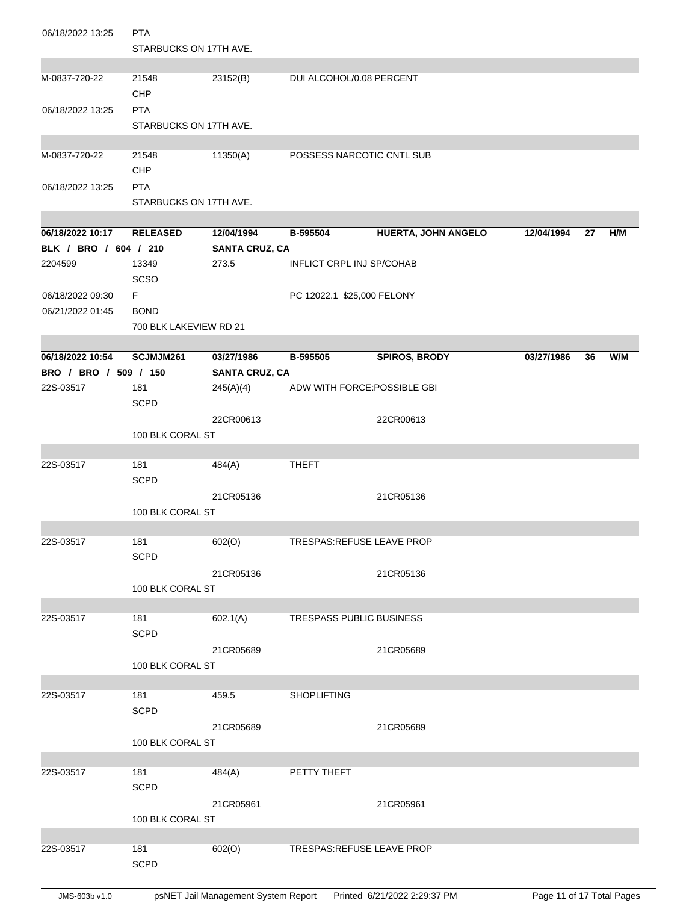| | | | | | | | |
|---|---|---|---|---|---|---|---|
| 06/18/2022 13:25 | PTA | | | | | | |
| | STARBUCKS ON 17TH AVE. | | | | | | |
| M-0837-720-22 | 21548 | 23152(B) | DUI ALCOHOL/0.08 PERCENT | | | | |
| | CHP | | | | | | |
| 06/18/2022 13:25 | PTA | | | | | | |
| | STARBUCKS ON 17TH AVE. | | | | | | |
| M-0837-720-22 | 21548 | 11350(A) | POSSESS NARCOTIC CNTL SUB | | | | |
| | CHP | | | | | | |
| 06/18/2022 13:25 | PTA | | | | | | |
| | STARBUCKS ON 17TH AVE. | | | | | | |
| **06/18/2022 10:17** | **RELEASED** | **12/04/1994** | **B-595504** | **HUERTA, JOHN ANGELO** | **12/04/1994** | **27** | **H/M** |
| **BLK / BRO / 604 / 210** | | **SANTA CRUZ, CA** | | | | | |
| 2204599 | 13349 | 273.5 | INFLICT CRPL INJ SP/COHAB | | | | |
| | SCSO | | | | | | |
| 06/18/2022 09:30 | F | | PC 12022.1 $25,000 FELONY | | | | |
| 06/21/2022 01:45 | BOND | | | | | | |
| | 700 BLK LAKEVIEW RD 21 | | | | | | |
| **06/18/2022 10:54** | **SCJMJM261** | **03/27/1986** | **B-595505** | **SPIROS, BRODY** | **03/27/1986** | **36** | **W/M** |
| **BRO / BRO / 509 / 150** | | **SANTA CRUZ, CA** | | | | | |
| 22S-03517 | 181 | 245(A)(4) | ADW WITH FORCE:POSSIBLE GBI | | | | |
| | SCPD | | | | | | |
| | | 22CR00613 | | 22CR00613 | | | |
| | 100 BLK CORAL ST | | | | | | |
| 22S-03517 | 181 | 484(A) | THEFT | | | | |
| | SCPD | | | | | | |
| | | 21CR05136 | | 21CR05136 | | | |
| | 100 BLK CORAL ST | | | | | | |
| 22S-03517 | 181 | 602(O) | TRESPAS:REFUSE LEAVE PROP | | | | |
| | SCPD | | | | | | |
| | | 21CR05136 | | 21CR05136 | | | |
| | 100 BLK CORAL ST | | | | | | |
| 22S-03517 | 181 | 602.1(A) | TRESPASS PUBLIC BUSINESS | | | | |
| | SCPD | | | | | | |
| | | 21CR05689 | | 21CR05689 | | | |
| | 100 BLK CORAL ST | | | | | | |
| 22S-03517 | 181 | 459.5 | SHOPLIFTING | | | | |
| | SCPD | | | | | | |
| | | 21CR05689 | | 21CR05689 | | | |
| | 100 BLK CORAL ST | | | | | | |
| 22S-03517 | 181 | 484(A) | PETTY THEFT | | | | |
| | SCPD | | | | | | |
| | | 21CR05961 | | 21CR05961 | | | |
| | 100 BLK CORAL ST | | | | | | |
| 22S-03517 | 181 | 602(O) | TRESPAS:REFUSE LEAVE PROP | | | | |
| | SCPD | | | | | | |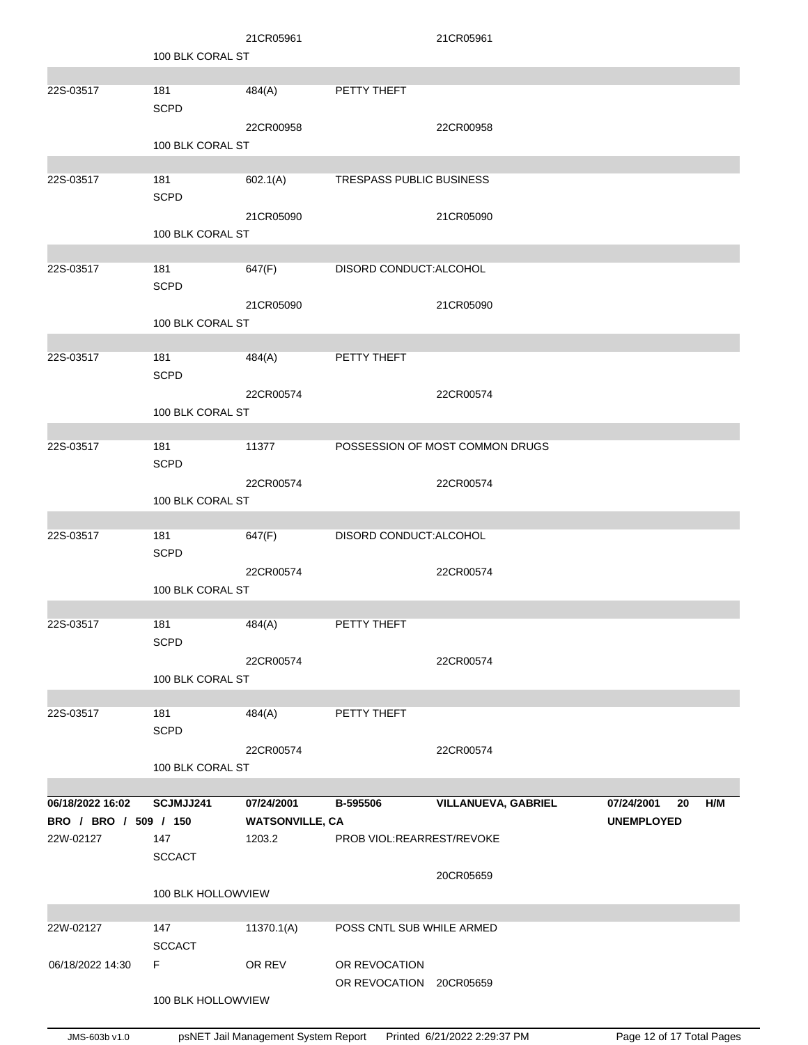| | | | | | |
|---|---|---|---|---|---|
| | | 21CR05961 | | 21CR05961 | |
| | 100 BLK CORAL ST | | | | |
| 22S-03517 | 181 SCPD | 484(A) | PETTY THEFT | | |
| | | 22CR00958 | | 22CR00958 | |
| | 100 BLK CORAL ST | | | | |
| 22S-03517 | 181 SCPD | 602.1(A) | TRESPASS PUBLIC BUSINESS | | |
| | | 21CR05090 | | 21CR05090 | |
| | 100 BLK CORAL ST | | | | |
| 22S-03517 | 181 SCPD | 647(F) | DISORD CONDUCT:ALCOHOL | | |
| | | 21CR05090 | | 21CR05090 | |
| | 100 BLK CORAL ST | | | | |
| 22S-03517 | 181 SCPD | 484(A) | PETTY THEFT | | |
| | | 22CR00574 | | 22CR00574 | |
| | 100 BLK CORAL ST | | | | |
| 22S-03517 | 181 SCPD | 11377 | POSSESSION OF MOST COMMON DRUGS | | |
| | | 22CR00574 | | 22CR00574 | |
| | 100 BLK CORAL ST | | | | |
| 22S-03517 | 181 SCPD | 647(F) | DISORD CONDUCT:ALCOHOL | | |
| | | 22CR00574 | | 22CR00574 | |
| | 100 BLK CORAL ST | | | | |
| 22S-03517 | 181 SCPD | 484(A) | PETTY THEFT | | |
| | | 22CR00574 | | 22CR00574 | |
| | 100 BLK CORAL ST | | | | |
| 22S-03517 | 181 SCPD | 484(A) | PETTY THEFT | | |
| | | 22CR00574 | | 22CR00574 | |
| | 100 BLK CORAL ST | | | | |
| **06/18/2022 16:02** | **SCJMJJ241** | **07/24/2001** | **B-595506** | **VILLANUEVA, GABRIEL** | **07/24/2001 20 H/M** |
| **BRO / BRO / 509 / 150** | | **WATSONVILLE, CA** | | | **UNEMPLOYED** |
| 22W-02127 | 147 SCCACT | 1203.2 | PROB VIOL:REARREST/REVOKE | | |
| | | | | 20CR05659 | |
| | 100 BLK HOLLOWVIEW | | | | |
| 22W-02127 | 147 SCCACT | 11370.1(A) | POSS CNTL SUB WHILE ARMED | | |
| 06/18/2022 14:30 | F | OR REV | OR REVOCATION | | |
| | | | OR REVOCATION 20CR05659 | | |
| | 100 BLK HOLLOWVIEW | | | | |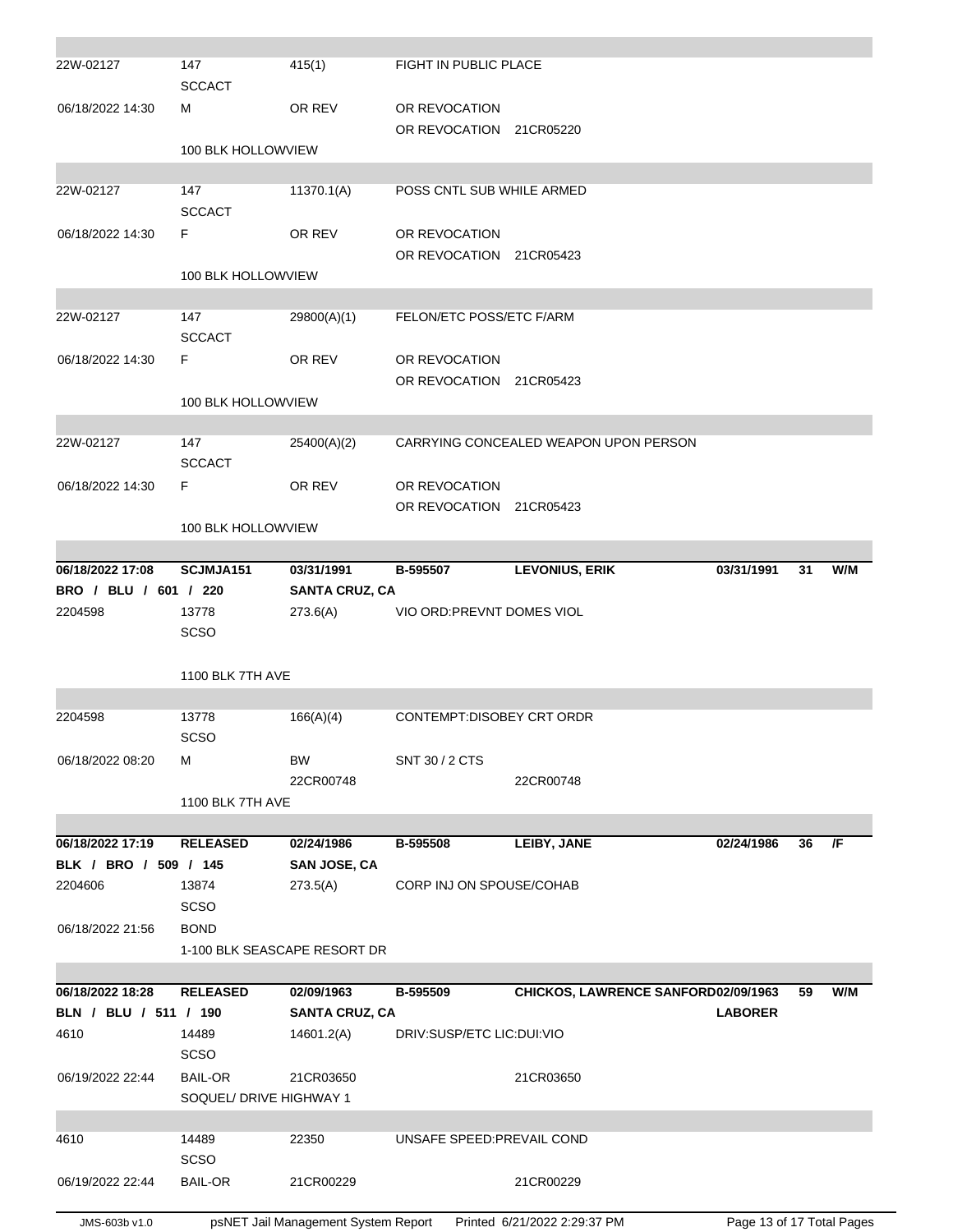| | | | | | | | |
|---|---|---|---|---|---|---|---|
| 22W-02127 | 147<br>SCCACT | 415(1) | FIGHT IN PUBLIC PLACE | | | | |
| 06/18/2022 14:30 | M | OR REV | OR REVOCATION<br>OR REVOCATION 21CR05220 | | | | |
| | 100 BLK HOLLOWVIEW | | | | | | |

| | | | | | | | |
|---|---|---|---|---|---|---|---|
| 22W-02127 | 147<br>SCCACT | 11370.1(A) | POSS CNTL SUB WHILE ARMED | | | | |
| 06/18/2022 14:30 | F | OR REV | OR REVOCATION<br>OR REVOCATION 21CR05423 | | | | |
| | 100 BLK HOLLOWVIEW | | | | | | |

| | | | | | | | |
|---|---|---|---|---|---|---|---|
| 22W-02127 | 147<br>SCCACT | 29800(A)(1) | FELON/ETC POSS/ETC F/ARM | | | | |
| 06/18/2022 14:30 | F | OR REV | OR REVOCATION<br>OR REVOCATION 21CR05423 | | | | |
| | 100 BLK HOLLOWVIEW | | | | | | |

| | | | | | | | |
|---|---|---|---|---|---|---|---|
| 22W-02127 | 147<br>SCCACT | 25400(A)(2) | CARRYING CONCEALED WEAPON UPON PERSON | | | | |
| 06/18/2022 14:30 | F | OR REV | OR REVOCATION<br>OR REVOCATION 21CR05423 | | | | |
| | 100 BLK HOLLOWVIEW | | | | | | |

| | | | | | | | |
|---|---|---|---|---|---|---|---|
| **06/18/2022 17:08** | **SCJMJA151** | **03/31/1991** | **B-595507** | **LEVONIUS, ERIK** | **03/31/1991** | **31** | **W/M** |
| **BRO / BLU / 601 / 220** | | **SANTA CRUZ, CA** | | | | | |
| 2204598 | 13778<br>SCSO | 273.6(A) | VIO ORD:PREVNT DOMES VIOL | | | | |
| | 1100 BLK 7TH AVE | | | | | | |

| | | | | | | | |
|---|---|---|---|---|---|---|---|
| 2204598 | 13778<br>SCSO | 166(A)(4) | CONTEMPT:DISOBEY CRT ORDR | | | | |
| 06/18/2022 08:20 | M | BW<br>22CR00748 | SNT 30 / 2 CTS | 22CR00748 | | | |
| | 1100 BLK 7TH AVE | | | | | | |

| | | | | | | | |
|---|---|---|---|---|---|---|---|
| **06/18/2022 17:19** | **RELEASED** | **02/24/1986** | **B-595508** | **LEIBY, JANE** | **02/24/1986** | **36** | **/F** |
| **BLK / BRO / 509 / 145** | | **SAN JOSE, CA** | | | | | |
| 2204606 | 13874<br>SCSO | 273.5(A) | CORP INJ ON SPOUSE/COHAB | | | | |
| 06/18/2022 21:56 | BOND | | | | | | |
| | 1-100 BLK SEASCAPE RESORT DR | | | | | | |

| | | | | | | | |
|---|---|---|---|---|---|---|---|
| **06/18/2022 18:28** | **RELEASED** | **02/09/1963** | **B-595509** | **CHICKOS, LAWRENCE SANFORD** | **02/09/1963** | **59** | **W/M** |
| **BLN / BLU / 511 / 190** | | **SANTA CRUZ, CA** | | | **LABORER** | | |
| 4610 | 14489<br>SCSO | 14601.2(A) | DRIV:SUSP/ETC LIC:DUI:VIO | | | | |
| 06/19/2022 22:44 | BAIL-OR | 21CR03650 | | 21CR03650 | | | |
| | SOQUEL/ DRIVE HIGHWAY 1 | | | | | | |

| | | | | | | | |
|---|---|---|---|---|---|---|---|
| 4610 | 14489<br>SCSO | 22350 | UNSAFE SPEED:PREVAIL COND | | | | |
| 06/19/2022 22:44 | BAIL-OR | 21CR00229 | | 21CR00229 | | | |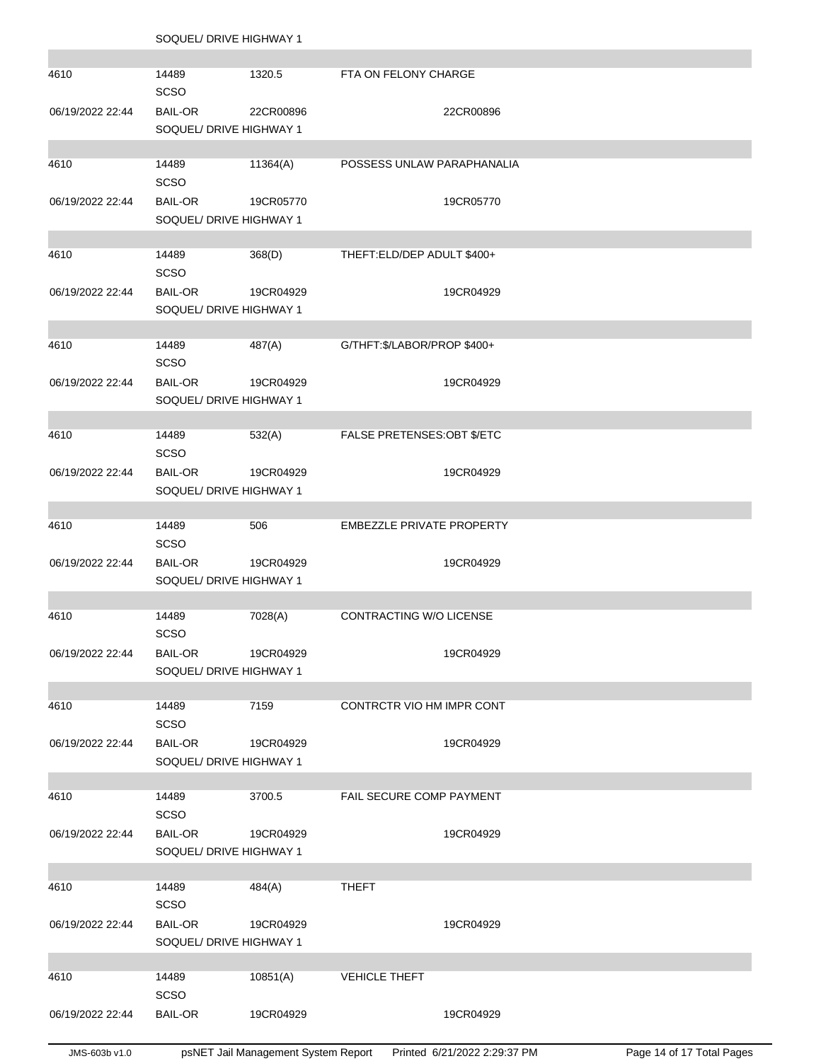SOQUEL/ DRIVE HIGHWAY 1

| | | | | |
|---|---|---|---|---|
| 4610 | 14489<br>SCSO | 1320.5 | FTA ON FELONY CHARGE | |
| 06/19/2022 22:44 | BAIL-OR<br>SOQUEL/ DRIVE HIGHWAY 1 | 22CR00896 | 22CR00896 | |
| | | | | |
| 4610 | 14489<br>SCSO | 11364(A) | POSSESS UNLAW PARAPHANALIA | |
| 06/19/2022 22:44 | BAIL-OR<br>SOQUEL/ DRIVE HIGHWAY 1 | 19CR05770 | 19CR05770 | |
| | | | | |
| 4610 | 14489<br>SCSO | 368(D) | THEFT:ELD/DEP ADULT $400+ | |
| 06/19/2022 22:44 | BAIL-OR<br>SOQUEL/ DRIVE HIGHWAY 1 | 19CR04929 | 19CR04929 | |
| | | | | |
| 4610 | 14489<br>SCSO | 487(A) | G/THFT:$/LABOR/PROP $400+ | |
| 06/19/2022 22:44 | BAIL-OR<br>SOQUEL/ DRIVE HIGHWAY 1 | 19CR04929 | 19CR04929 | |
| | | | | |
| 4610 | 14489<br>SCSO | 532(A) | FALSE PRETENSES:OBT $/ETC | |
| 06/19/2022 22:44 | BAIL-OR<br>SOQUEL/ DRIVE HIGHWAY 1 | 19CR04929 | 19CR04929 | |
| | | | | |
| 4610 | 14489<br>SCSO | 506 | EMBEZZLE PRIVATE PROPERTY | |
| 06/19/2022 22:44 | BAIL-OR<br>SOQUEL/ DRIVE HIGHWAY 1 | 19CR04929 | 19CR04929 | |
| | | | | |
| 4610 | 14489<br>SCSO | 7028(A) | CONTRACTING W/O LICENSE | |
| 06/19/2022 22:44 | BAIL-OR<br>SOQUEL/ DRIVE HIGHWAY 1 | 19CR04929 | 19CR04929 | |
| | | | | |
| 4610 | 14489<br>SCSO | 7159 | CONTRCTR VIO HM IMPR CONT | |
| 06/19/2022 22:44 | BAIL-OR<br>SOQUEL/ DRIVE HIGHWAY 1 | 19CR04929 | 19CR04929 | |
| | | | | |
| 4610 | 14489<br>SCSO | 3700.5 | FAIL SECURE COMP PAYMENT | |
| 06/19/2022 22:44 | BAIL-OR<br>SOQUEL/ DRIVE HIGHWAY 1 | 19CR04929 | 19CR04929 | |
| | | | | |
| 4610 | 14489<br>SCSO | 484(A) | THEFT | |
| 06/19/2022 22:44 | BAIL-OR<br>SOQUEL/ DRIVE HIGHWAY 1 | 19CR04929 | 19CR04929 | |
| | | | | |
| 4610 | 14489<br>SCSO | 10851(A) | VEHICLE THEFT | |
| 06/19/2022 22:44 | BAIL-OR | 19CR04929 | 19CR04929 | |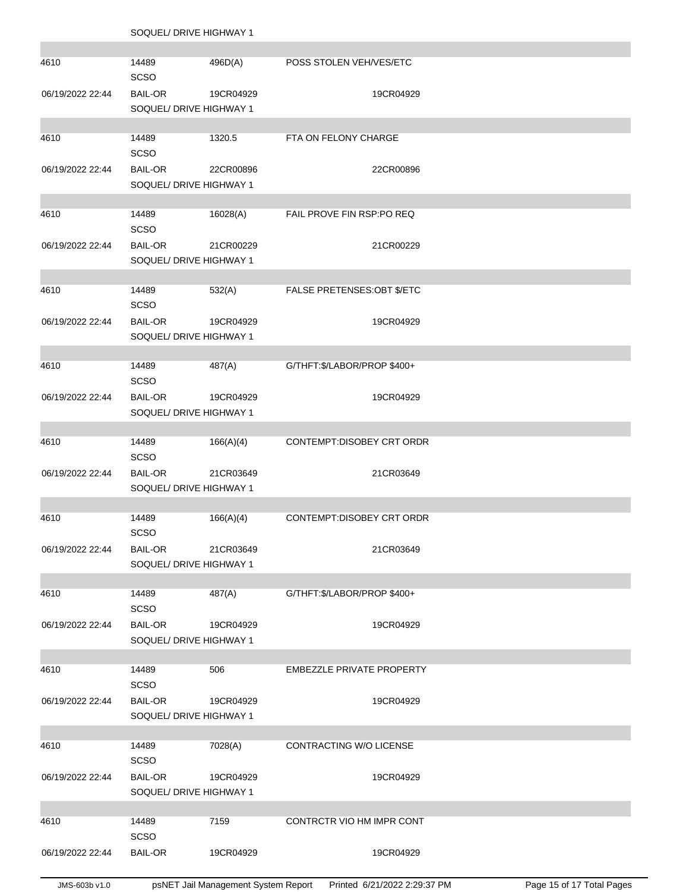SOQUEL/ DRIVE HIGHWAY 1

| | | | |
|---|---|---|---|
| 4610 | 14489<br>SCSO | 496D(A) | POSS STOLEN VEH/VES/ETC |
| 06/19/2022 22:44 | BAIL-OR<br>SOQUEL/ DRIVE HIGHWAY 1 | 19CR04929 | 19CR04929 |
| 4610 | 14489<br>SCSO | 1320.5 | FTA ON FELONY CHARGE |
| 06/19/2022 22:44 | BAIL-OR<br>SOQUEL/ DRIVE HIGHWAY 1 | 22CR00896 | 22CR00896 |
| 4610 | 14489<br>SCSO | 16028(A) | FAIL PROVE FIN RSP:PO REQ |
| 06/19/2022 22:44 | BAIL-OR<br>SOQUEL/ DRIVE HIGHWAY 1 | 21CR00229 | 21CR00229 |
| 4610 | 14489<br>SCSO | 532(A) | FALSE PRETENSES:OBT $/ETC |
| 06/19/2022 22:44 | BAIL-OR<br>SOQUEL/ DRIVE HIGHWAY 1 | 19CR04929 | 19CR04929 |
| 4610 | 14489<br>SCSO | 487(A) | G/THFT:$/LABOR/PROP $400+ |
| 06/19/2022 22:44 | BAIL-OR<br>SOQUEL/ DRIVE HIGHWAY 1 | 19CR04929 | 19CR04929 |
| 4610 | 14489<br>SCSO | 166(A)(4) | CONTEMPT:DISOBEY CRT ORDR |
| 06/19/2022 22:44 | BAIL-OR<br>SOQUEL/ DRIVE HIGHWAY 1 | 21CR03649 | 21CR03649 |
| 4610 | 14489<br>SCSO | 166(A)(4) | CONTEMPT:DISOBEY CRT ORDR |
| 06/19/2022 22:44 | BAIL-OR<br>SOQUEL/ DRIVE HIGHWAY 1 | 21CR03649 | 21CR03649 |
| 4610 | 14489<br>SCSO | 487(A) | G/THFT:$/LABOR/PROP $400+ |
| 06/19/2022 22:44 | BAIL-OR<br>SOQUEL/ DRIVE HIGHWAY 1 | 19CR04929 | 19CR04929 |
| 4610 | 14489<br>SCSO | 506 | EMBEZZLE PRIVATE PROPERTY |
| 06/19/2022 22:44 | BAIL-OR<br>SOQUEL/ DRIVE HIGHWAY 1 | 19CR04929 | 19CR04929 |
| 4610 | 14489<br>SCSO | 7028(A) | CONTRACTING W/O LICENSE |
| 06/19/2022 22:44 | BAIL-OR<br>SOQUEL/ DRIVE HIGHWAY 1 | 19CR04929 | 19CR04929 |
| 4610 | 14489<br>SCSO | 7159 | CONTRCTR VIO HM IMPR CONT |
| 06/19/2022 22:44 | BAIL-OR | 19CR04929 | 19CR04929 |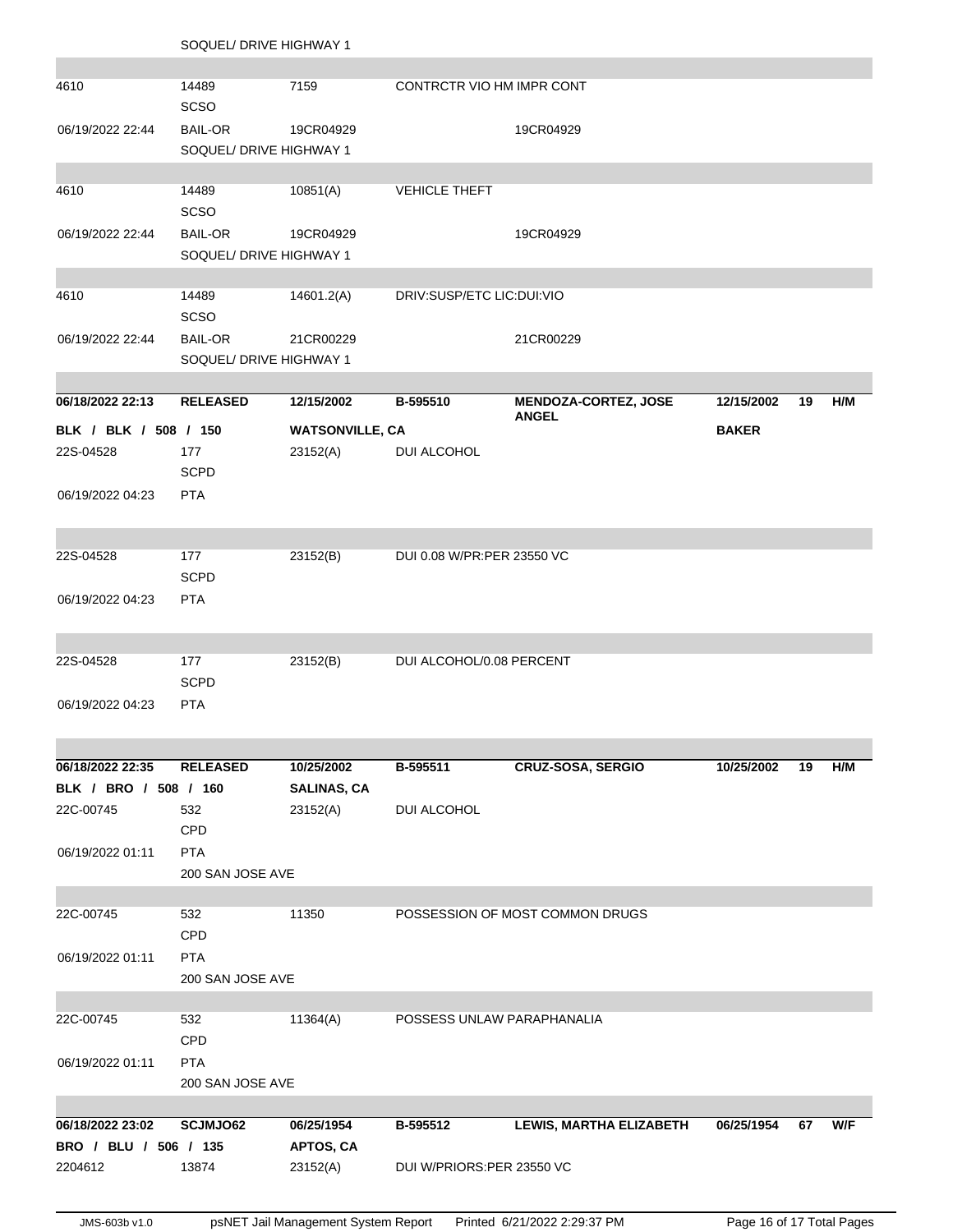SOQUEL/ DRIVE HIGHWAY 1

| | | | | | | | |
|---|---|---|---|---|---|---|---|
| 4610 | 14489<br>SCSO | 7159 | CONTRCTR VIO HM IMPR CONT | | | | |
| 06/19/2022 22:44 | BAIL-OR<br>SOQUEL/ DRIVE HIGHWAY 1 | 19CR04929 | | 19CR04929 | | | |
| 4610 | 14489<br>SCSO | 10851(A) | VEHICLE THEFT | | | | |
| 06/19/2022 22:44 | BAIL-OR<br>SOQUEL/ DRIVE HIGHWAY 1 | 19CR04929 | | 19CR04929 | | | |
| 4610 | 14489<br>SCSO | 14601.2(A) | DRIV:SUSP/ETC LIC:DUI:VIO | | | | |
| 06/19/2022 22:44 | BAIL-OR<br>SOQUEL/ DRIVE HIGHWAY 1 | 21CR00229 | | 21CR00229 | | | |
| **06/18/2022 22:13** | **RELEASED** | **12/15/2002** | **B-595510** | **MENDOZA-CORTEZ, JOSE ANGEL** | **12/15/2002** | **19** | **H/M** |
| **BLK / BLK / 508 / 150** | | **WATSONVILLE, CA** | | | **BAKER** | | |
| 22S-04528 | 177<br>SCPD | 23152(A) | DUI ALCOHOL | | | | |
| 06/19/2022 04:23 | PTA | | | | | | |
| 22S-04528 | 177<br>SCPD | 23152(B) | DUI 0.08 W/PR:PER 23550 VC | | | | |
| 06/19/2022 04:23 | PTA | | | | | | |
| 22S-04528 | 177<br>SCPD | 23152(B) | DUI ALCOHOL/0.08 PERCENT | | | | |
| 06/19/2022 04:23 | PTA | | | | | | |
| **06/18/2022 22:35** | **RELEASED** | **10/25/2002** | **B-595511** | **CRUZ-SOSA, SERGIO** | **10/25/2002** | **19** | **H/M** |
| **BLK / BRO / 508 / 160** | | **SALINAS, CA** | | | | | |
| 22C-00745 | 532<br>CPD | 23152(A) | DUI ALCOHOL | | | | |
| 06/19/2022 01:11 | PTA<br>200 SAN JOSE AVE | | | | | | |
| 22C-00745 | 532<br>CPD | 11350 | POSSESSION OF MOST COMMON DRUGS | | | | |
| 06/19/2022 01:11 | PTA<br>200 SAN JOSE AVE | | | | | | |
| 22C-00745 | 532<br>CPD | 11364(A) | POSSESS UNLAW PARAPHANALIA | | | | |
| 06/19/2022 01:11 | PTA<br>200 SAN JOSE AVE | | | | | | |
| **06/18/2022 23:02** | **SCJMJO62** | **06/25/1954** | **B-595512** | **LEWIS, MARTHA ELIZABETH** | **06/25/1954** | **67** | **W/F** |
| **BRO / BLU / 506 / 135** | | **APTOS, CA** | | | | | |
| 2204612 | 13874 | 23152(A) | DUI W/PRIORS:PER 23550 VC | | | | |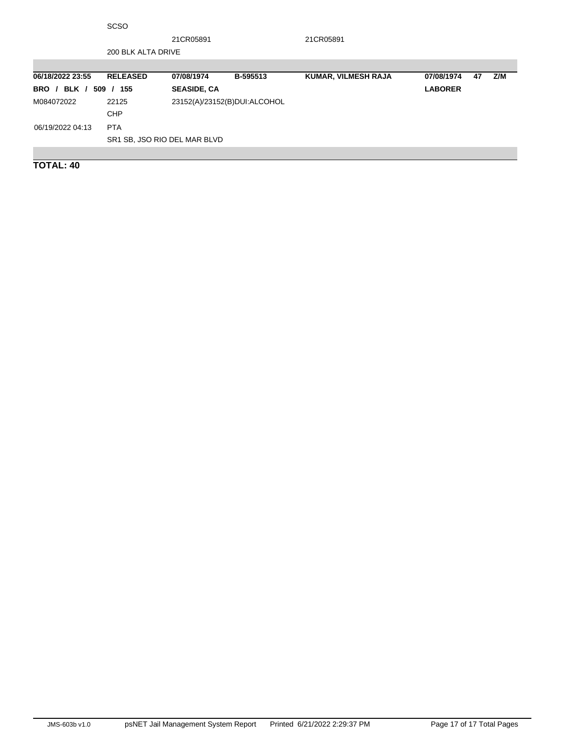| | | | | | | | |
|---|---|---|---|---|---|---|---|
| | SCSO | | | | | | |
| | | 21CR05891 | | 21CR05891 | | | |
| | 200 BLK ALTA DRIVE | | | | | | |
| **06/18/2022 23:55** | **RELEASED** | **07/08/1974** | **B-595513** | **KUMAR, VILMESH RAJA** | **07/08/1974** | **47** | **Z/M** |
| **BRO / BLK / 509 / 155** | | **SEASIDE, CA** | | | **LABORER** | | |
| M084072022 | 22125 | 23152(A)/23152(B)DUI:ALCOHOL | | | | | |
| | CHP | | | | | | |
| 06/19/2022 04:13 | PTA | | | | | | |
| | SR1 SB, JSO RIO DEL MAR BLVD | | | | | | |

**TOTAL: 40**